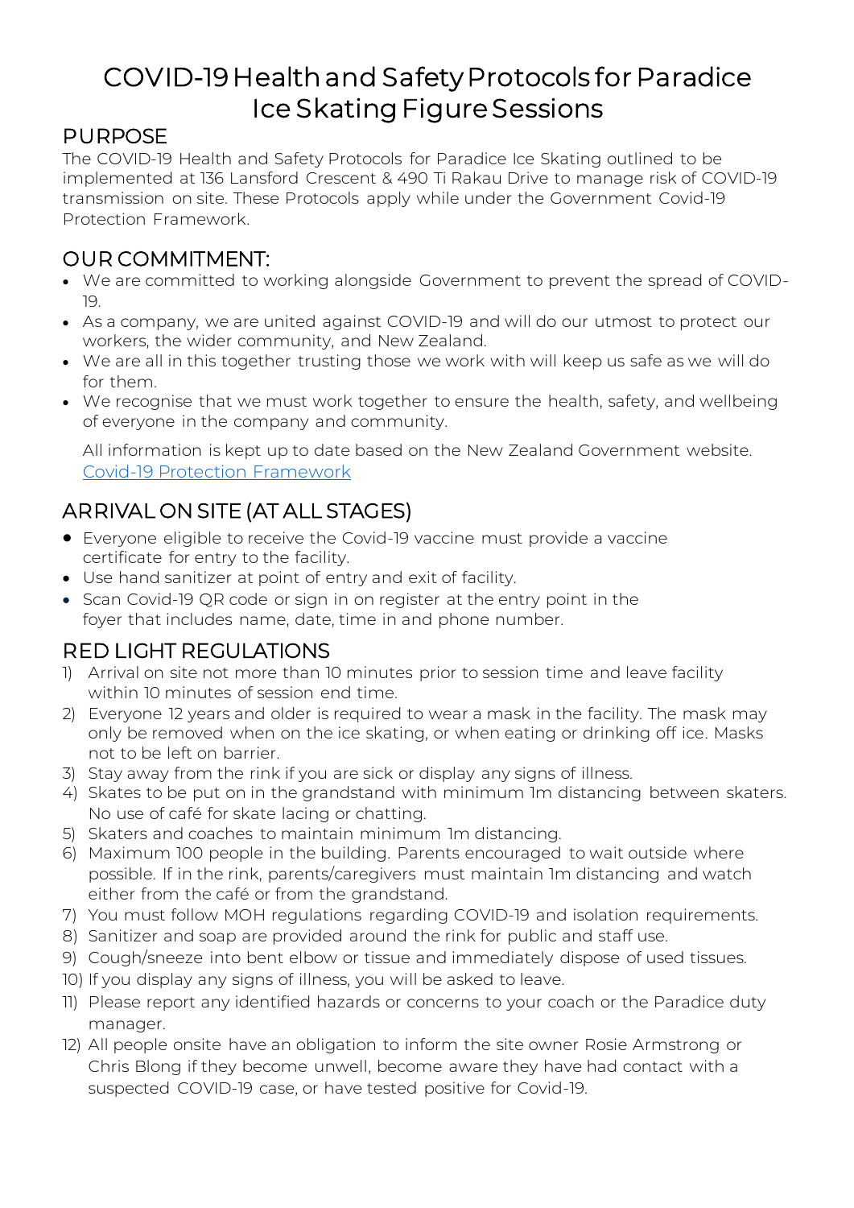# COVID-19 Health and Safety Protocols for Paradice Ice Skating Figure Sessions

## PURPOSE

The COVID-19 Health and Safety Protocols for Paradice Ice Skating outlined to be implemented at 136 Lansford Crescent & 490 Ti Rakau Drive to manage risk of COVID-19 transmission on site. These Protocols apply while under the Government Covid-19 Protection Framework.

## OUR COMMITMENT:

- We are committed to working alongside Government to prevent the spread of COVID-19.
- As a company, we are united against COVID-19 and will do our utmost to protect our workers, the wider community, and New Zealand.
- We are all in this together trusting those we work with will keep us safe as we will do for them.
- We recognise that we must work together to ensure the health, safety, and wellbeing of everyone in the company and community.

  All information is kept up to date based on the New Zealand Government website. [Covid-19 Protection Framework]

## ARRIVAL ON SITE (AT ALL STAGES)

- Everyone eligible to receive the Covid-19 vaccine must provide a vaccine certificate for entry to the facility.
- Use hand sanitizer at point of entry and exit of facility.
- Scan Covid-19 QR code or sign in on register at the entry point in the foyer that includes name, date, time in and phone number.

## RED LIGHT REGULATIONS

1) Arrival on site not more than 10 minutes prior to session time and leave facility within 10 minutes of session end time.
2) Everyone 12 years and older is required to wear a mask in the facility. The mask may only be removed when on the ice skating, or when eating or drinking off ice. Masks not to be left on barrier.
3) Stay away from the rink if you are sick or display any signs of illness.
4) Skates to be put on in the grandstand with minimum 1m distancing between skaters. No use of café for skate lacing or chatting.
5) Skaters and coaches to maintain minimum 1m distancing.
6) Maximum 100 people in the building. Parents encouraged to wait outside where possible. If in the rink, parents/caregivers must maintain 1m distancing and watch either from the café or from the grandstand.
7) You must follow MOH regulations regarding COVID-19 and isolation requirements.
8) Sanitizer and soap are provided around the rink for public and staff use.
9) Cough/sneeze into bent elbow or tissue and immediately dispose of used tissues.
10) If you display any signs of illness, you will be asked to leave.
11) Please report any identified hazards or concerns to your coach or the Paradice duty manager.
12) All people onsite have an obligation to inform the site owner Rosie Armstrong or Chris Blong if they become unwell, become aware they have had contact with a suspected COVID-19 case, or have tested positive for Covid-19.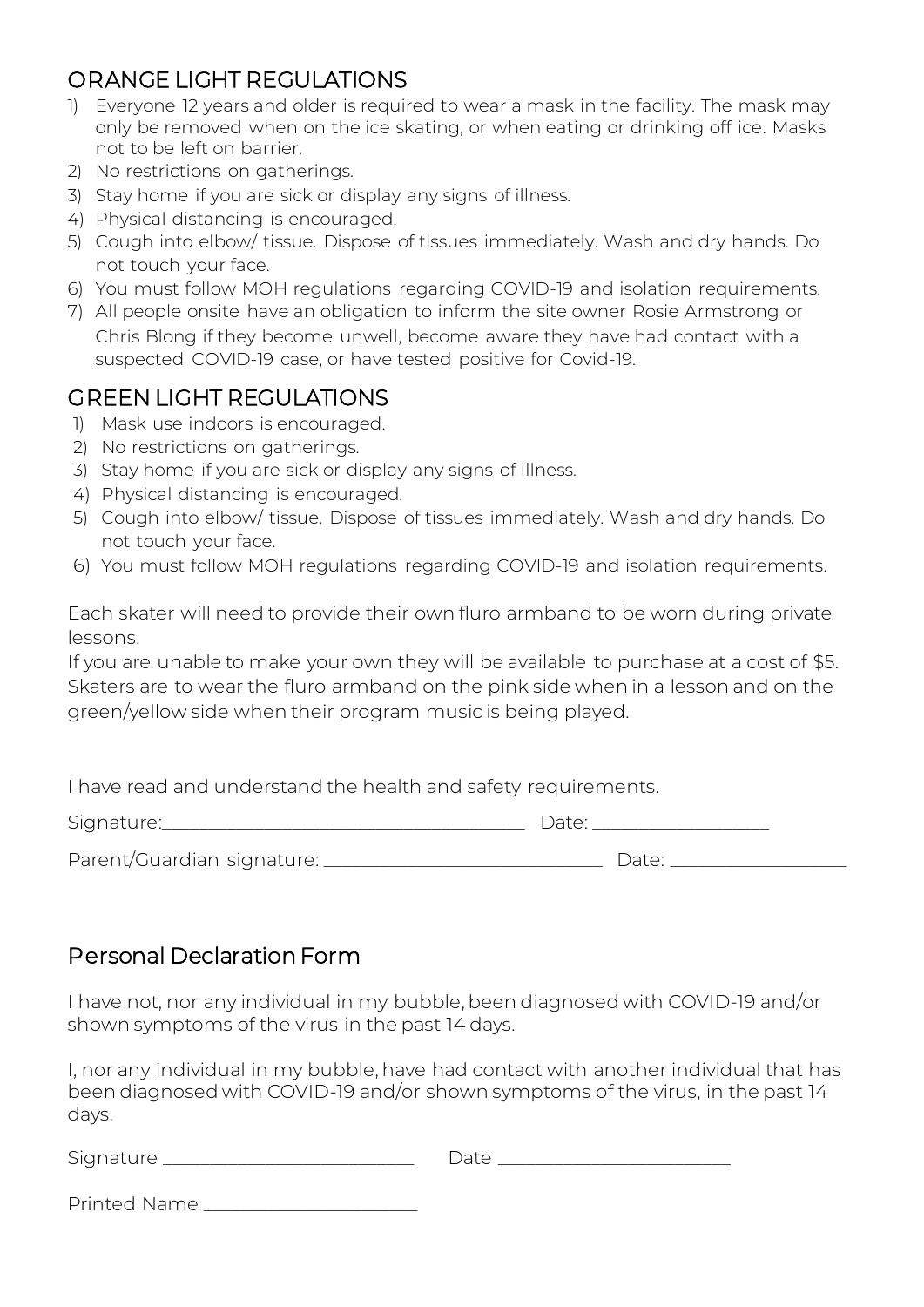## ORANGE LIGHT REGULATIONS

1) Everyone 12 years and older is required to wear a mask in the facility. The mask may only be removed when on the ice skating, or when eating or drinking off ice. Masks not to be left on barrier.
2) No restrictions on gatherings.
3) Stay home if you are sick or display any signs of illness.
4) Physical distancing is encouraged.
5) Cough into elbow/ tissue. Dispose of tissues immediately. Wash and dry hands. Do not touch your face.
6) You must follow MOH regulations regarding COVID-19 and isolation requirements.
7) All people onsite have an obligation to inform the site owner Rosie Armstrong or Chris Blong if they become unwell, become aware they have had contact with a suspected COVID-19 case, or have tested positive for Covid-19.

## GREEN LIGHT REGULATIONS

1) Mask use indoors is encouraged.
2) No restrictions on gatherings.
3) Stay home if you are sick or display any signs of illness.
4) Physical distancing is encouraged.
5) Cough into elbow/ tissue. Dispose of tissues immediately. Wash and dry hands. Do not touch your face.
6) You must follow MOH regulations regarding COVID-19 and isolation requirements.

Each skater will need to provide their own fluro armband to be worn during private lessons.
If you are unable to make your own they will be available to purchase at a cost of $5. Skaters are to wear the fluro armband on the pink side when in a lesson and on the green/yellow side when their program music is being played.

I have read and understand the health and safety requirements.

Signature:_______________________________________ Date: ___________________

Parent/Guardian signature: ______________________________ Date: ___________________

## Personal Declaration Form

I have not, nor any individual in my bubble, been diagnosed with COVID-19 and/or shown symptoms of the virus in the past 14 days.

I, nor any individual in my bubble, have had contact with another individual that has been diagnosed with COVID-19 and/or shown symptoms of the virus, in the past 14 days.

Signature ___________________________ Date _________________________

Printed Name ______________________